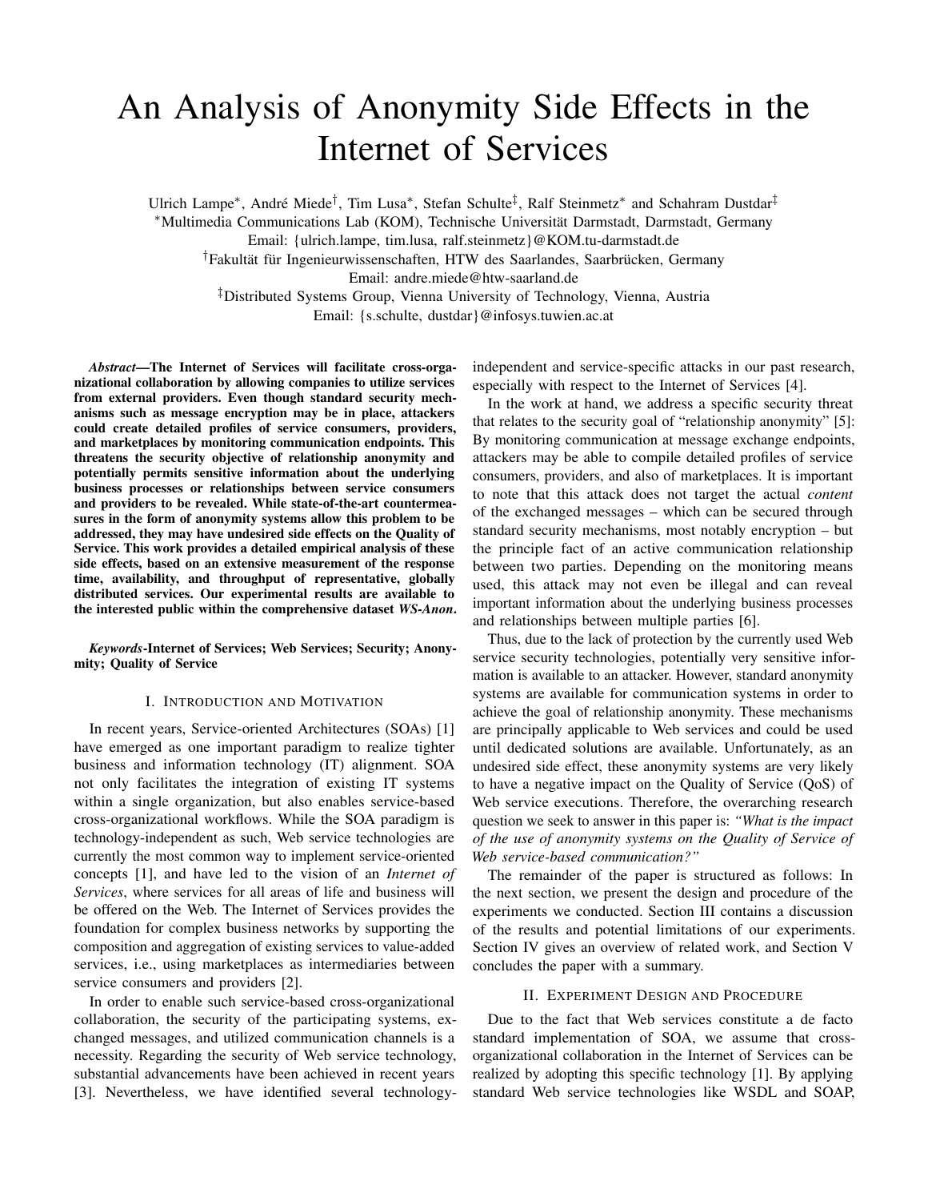# An Analysis of Anonymity Side Effects in the Internet of Services

Ulrich Lampe*, André Miede†, Tim Lusa*, Stefan Schulte‡, Ralf Steinmetz* and Schahram Dustdar‡

*Multimedia Communications Lab (KOM), Technische Universität Darmstadt, Darmstadt, Germany
Email: {ulrich.lampe, tim.lusa, ralf.steinmetz}@KOM.tu-darmstadt.de

†Fakultät für Ingenieurwissenschaften, HTW des Saarlandes, Saarbrücken, Germany
Email: andre.miede@htw-saarland.de

‡Distributed Systems Group, Vienna University of Technology, Vienna, Austria
Email: {s.schulte, dustdar}@infosys.tuwien.ac.at

***Abstract*—The Internet of Services will facilitate cross-organizational collaboration by allowing companies to utilize services from external providers. Even though standard security mechanisms such as message encryption may be in place, attackers could create detailed profiles of service consumers, providers, and marketplaces by monitoring communication endpoints. This threatens the security objective of relationship anonymity and potentially permits sensitive information about the underlying business processes or relationships between service consumers and providers to be revealed. While state-of-the-art countermeasures in the form of anonymity systems allow this problem to be addressed, they may have undesired side effects on the Quality of Service. This work provides a detailed empirical analysis of these side effects, based on an extensive measurement of the response time, availability, and throughput of representative, globally distributed services. Our experimental results are available to the interested public within the comprehensive dataset *WS-Anon*.**

***Keywords*-Internet of Services; Web Services; Security; Anonymity; Quality of Service**

## I. Introduction and Motivation

In recent years, Service-oriented Architectures (SOAs) [1] have emerged as one important paradigm to realize tighter business and information technology (IT) alignment. SOA not only facilitates the integration of existing IT systems within a single organization, but also enables service-based cross-organizational workflows. While the SOA paradigm is technology-independent as such, Web service technologies are currently the most common way to implement service-oriented concepts [1], and have led to the vision of an *Internet of Services*, where services for all areas of life and business will be offered on the Web. The Internet of Services provides the foundation for complex business networks by supporting the composition and aggregation of existing services to value-added services, i.e., using marketplaces as intermediaries between service consumers and providers [2].

In order to enable such service-based cross-organizational collaboration, the security of the participating systems, exchanged messages, and utilized communication channels is a necessity. Regarding the security of Web service technology, substantial advancements have been achieved in recent years [3]. Nevertheless, we have identified several technology-independent and service-specific attacks in our past research, especially with respect to the Internet of Services [4].

In the work at hand, we address a specific security threat that relates to the security goal of "relationship anonymity" [5]: By monitoring communication at message exchange endpoints, attackers may be able to compile detailed profiles of service consumers, providers, and also of marketplaces. It is important to note that this attack does not target the actual *content* of the exchanged messages – which can be secured through standard security mechanisms, most notably encryption – but the principle fact of an active communication relationship between two parties. Depending on the monitoring means used, this attack may not even be illegal and can reveal important information about the underlying business processes and relationships between multiple parties [6].

Thus, due to the lack of protection by the currently used Web service security technologies, potentially very sensitive information is available to an attacker. However, standard anonymity systems are available for communication systems in order to achieve the goal of relationship anonymity. These mechanisms are principally applicable to Web services and could be used until dedicated solutions are available. Unfortunately, as an undesired side effect, these anonymity systems are very likely to have a negative impact on the Quality of Service (QoS) of Web service executions. Therefore, the overarching research question we seek to answer in this paper is: *"What is the impact of the use of anonymity systems on the Quality of Service of Web service-based communication?"*

The remainder of the paper is structured as follows: In the next section, we present the design and procedure of the experiments we conducted. Section III contains a discussion of the results and potential limitations of our experiments. Section IV gives an overview of related work, and Section V concludes the paper with a summary.

## II. Experiment Design and Procedure

Due to the fact that Web services constitute a de facto standard implementation of SOA, we assume that cross-organizational collaboration in the Internet of Services can be realized by adopting this specific technology [1]. By applying standard Web service technologies like WSDL and SOAP,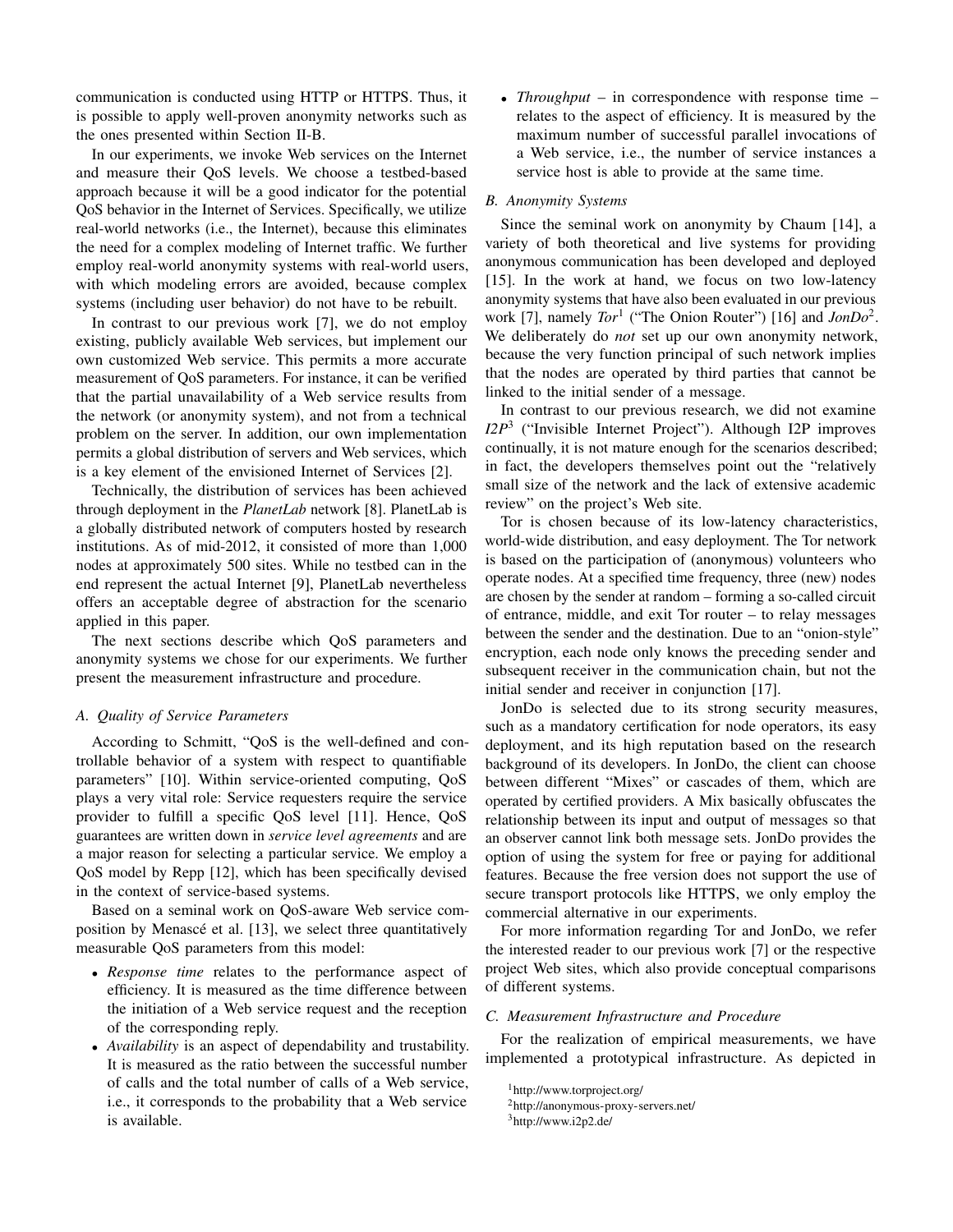communication is conducted using HTTP or HTTPS. Thus, it is possible to apply well-proven anonymity networks such as the ones presented within Section II-B.

In our experiments, we invoke Web services on the Internet and measure their QoS levels. We choose a testbed-based approach because it will be a good indicator for the potential QoS behavior in the Internet of Services. Specifically, we utilize real-world networks (i.e., the Internet), because this eliminates the need for a complex modeling of Internet traffic. We further employ real-world anonymity systems with real-world users, with which modeling errors are avoided, because complex systems (including user behavior) do not have to be rebuilt.

In contrast to our previous work [7], we do not employ existing, publicly available Web services, but implement our own customized Web service. This permits a more accurate measurement of QoS parameters. For instance, it can be verified that the partial unavailability of a Web service results from the network (or anonymity system), and not from a technical problem on the server. In addition, our own implementation permits a global distribution of servers and Web services, which is a key element of the envisioned Internet of Services [2].

Technically, the distribution of services has been achieved through deployment in the *PlanetLab* network [8]. PlanetLab is a globally distributed network of computers hosted by research institutions. As of mid-2012, it consisted of more than 1,000 nodes at approximately 500 sites. While no testbed can in the end represent the actual Internet [9], PlanetLab nevertheless offers an acceptable degree of abstraction for the scenario applied in this paper.

The next sections describe which QoS parameters and anonymity systems we chose for our experiments. We further present the measurement infrastructure and procedure.

### A. Quality of Service Parameters

According to Schmitt, "QoS is the well-defined and controllable behavior of a system with respect to quantifiable parameters" [10]. Within service-oriented computing, QoS plays a very vital role: Service requesters require the service provider to fulfill a specific QoS level [11]. Hence, QoS guarantees are written down in *service level agreements* and are a major reason for selecting a particular service. We employ a QoS model by Repp [12], which has been specifically devised in the context of service-based systems.

Based on a seminal work on QoS-aware Web service composition by Menascé et al. [13], we select three quantitatively measurable QoS parameters from this model:

- *Response time* relates to the performance aspect of efficiency. It is measured as the time difference between the initiation of a Web service request and the reception of the corresponding reply.
- *Availability* is an aspect of dependability and trustability. It is measured as the ratio between the successful number of calls and the total number of calls of a Web service, i.e., it corresponds to the probability that a Web service is available.
- *Throughput* – in correspondence with response time – relates to the aspect of efficiency. It is measured by the maximum number of successful parallel invocations of a Web service, i.e., the number of service instances a service host is able to provide at the same time.

### B. Anonymity Systems

Since the seminal work on anonymity by Chaum [14], a variety of both theoretical and live systems for providing anonymous communication has been developed and deployed [15]. In the work at hand, we focus on two low-latency anonymity systems that have also been evaluated in our previous work [7], namely *Tor*[1] ("The Onion Router") [16] and *JonDo*[2]. We deliberately do *not* set up our own anonymity network, because the very function principal of such network implies that the nodes are operated by third parties that cannot be linked to the initial sender of a message.

In contrast to our previous research, we did not examine *I2P*[3] ("Invisible Internet Project"). Although I2P improves continually, it is not mature enough for the scenarios described; in fact, the developers themselves point out the "relatively small size of the network and the lack of extensive academic review" on the project's Web site.

Tor is chosen because of its low-latency characteristics, world-wide distribution, and easy deployment. The Tor network is based on the participation of (anonymous) volunteers who operate nodes. At a specified time frequency, three (new) nodes are chosen by the sender at random – forming a so-called circuit of entrance, middle, and exit Tor router – to relay messages between the sender and the destination. Due to an "onion-style" encryption, each node only knows the preceding sender and subsequent receiver in the communication chain, but not the initial sender and receiver in conjunction [17].

JonDo is selected due to its strong security measures, such as a mandatory certification for node operators, its easy deployment, and its high reputation based on the research background of its developers. In JonDo, the client can choose between different "Mixes" or cascades of them, which are operated by certified providers. A Mix basically obfuscates the relationship between its input and output of messages so that an observer cannot link both message sets. JonDo provides the option of using the system for free or paying for additional features. Because the free version does not support the use of secure transport protocols like HTTPS, we only employ the commercial alternative in our experiments.

For more information regarding Tor and JonDo, we refer the interested reader to our previous work [7] or the respective project Web sites, which also provide conceptual comparisons of different systems.

### C. Measurement Infrastructure and Procedure

For the realization of empirical measurements, we have implemented a prototypical infrastructure. As depicted in

[1] http://www.torproject.org/

[2] http://anonymous-proxy-servers.net/

[3] http://www.i2p2.de/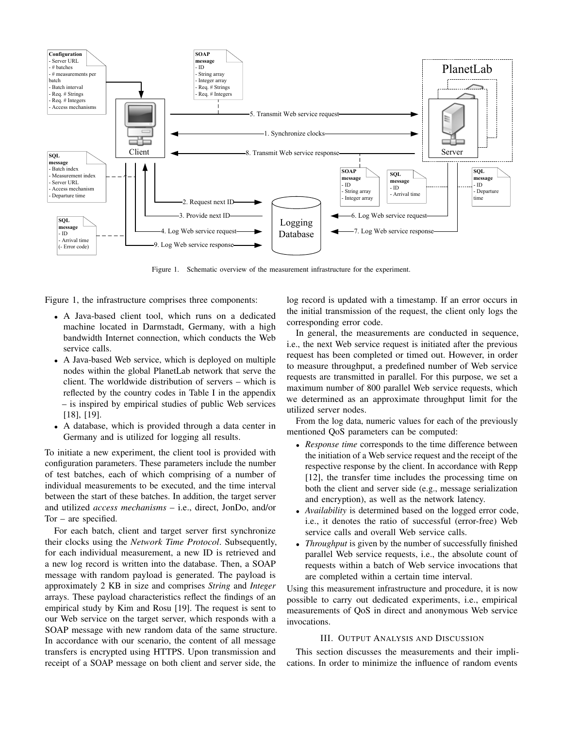Figure 1. Schematic overview of the measurement infrastructure for the experiment.

Figure 1, the infrastructure comprises three components:

- A Java-based client tool, which runs on a dedicated machine located in Darmstadt, Germany, with a high bandwidth Internet connection, which conducts the Web service calls.
- A Java-based Web service, which is deployed on multiple nodes within the global PlanetLab network that serve the client. The worldwide distribution of servers – which is reflected by the country codes in Table I in the appendix – is inspired by empirical studies of public Web services [18], [19].
- A database, which is provided through a data center in Germany and is utilized for logging all results.

To initiate a new experiment, the client tool is provided with configuration parameters. These parameters include the number of test batches, each of which comprising of a number of individual measurements to be executed, and the time interval between the start of these batches. In addition, the target server and utilized *access mechanisms* – i.e., direct, JonDo, and/or Tor – are specified.

For each batch, client and target server first synchronize their clocks using the *Network Time Protocol*. Subsequently, for each individual measurement, a new ID is retrieved and a new log record is written into the database. Then, a SOAP message with random payload is generated. The payload is approximately 2 KB in size and comprises *String* and *Integer* arrays. These payload characteristics reflect the findings of an empirical study by Kim and Rosu [19]. The request is sent to our Web service on the target server, which responds with a SOAP message with new random data of the same structure. In accordance with our scenario, the content of all message transfers is encrypted using HTTPS. Upon transmission and receipt of a SOAP message on both client and server side, the log record is updated with a timestamp. If an error occurs in the initial transmission of the request, the client only logs the corresponding error code.

In general, the measurements are conducted in sequence, i.e., the next Web service request is initiated after the previous request has been completed or timed out. However, in order to measure throughput, a predefined number of Web service requests are transmitted in parallel. For this purpose, we set a maximum number of 800 parallel Web service requests, which we determined as an approximate throughput limit for the utilized server nodes.

From the log data, numeric values for each of the previously mentioned QoS parameters can be computed:

- *Response time* corresponds to the time difference between the initiation of a Web service request and the receipt of the respective response by the client. In accordance with Repp [12], the transfer time includes the processing time on both the client and server side (e.g., message serialization and encryption), as well as the network latency.
- *Availability* is determined based on the logged error code, i.e., it denotes the ratio of successful (error-free) Web service calls and overall Web service calls.
- *Throughput* is given by the number of successfully finished parallel Web service requests, i.e., the absolute count of requests within a batch of Web service invocations that are completed within a certain time interval.

Using this measurement infrastructure and procedure, it is now possible to carry out dedicated experiments, i.e., empirical measurements of QoS in direct and anonymous Web service invocations.

## III. Output Analysis and Discussion

This section discusses the measurements and their implications. In order to minimize the influence of random events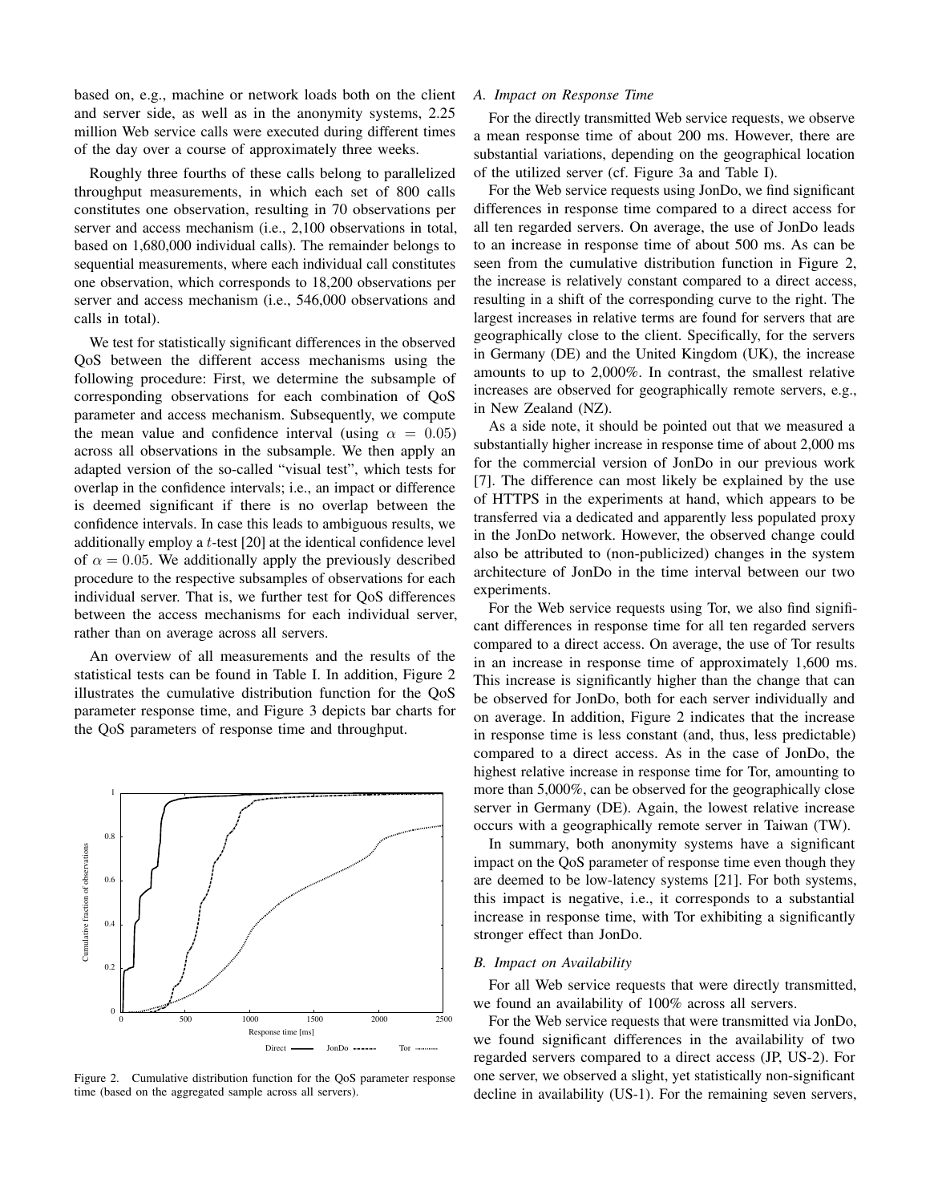based on, e.g., machine or network loads both on the client and server side, as well as in the anonymity systems, 2.25 million Web service calls were executed during different times of the day over a course of approximately three weeks.

Roughly three fourths of these calls belong to parallelized throughput measurements, in which each set of 800 calls constitutes one observation, resulting in 70 observations per server and access mechanism (i.e., 2,100 observations in total, based on 1,680,000 individual calls). The remainder belongs to sequential measurements, where each individual call constitutes one observation, which corresponds to 18,200 observations per server and access mechanism (i.e., 546,000 observations and calls in total).

We test for statistically significant differences in the observed QoS between the different access mechanisms using the following procedure: First, we determine the subsample of corresponding observations for each combination of QoS parameter and access mechanism. Subsequently, we compute the mean value and confidence interval (using $\alpha = 0.05$) across all observations in the subsample. We then apply an adapted version of the so-called "visual test", which tests for overlap in the confidence intervals; i.e., an impact or difference is deemed significant if there is no overlap between the confidence intervals. In case this leads to ambiguous results, we additionally employ a $t$-test [20] at the identical confidence level of $\alpha = 0.05$. We additionally apply the previously described procedure to the respective subsamples of observations for each individual server. That is, we further test for QoS differences between the access mechanisms for each individual server, rather than on average across all servers.

An overview of all measurements and the results of the statistical tests can be found in Table I. In addition, Figure 2 illustrates the cumulative distribution function for the QoS parameter response time, and Figure 3 depicts bar charts for the QoS parameters of response time and throughput.

Figure 2. Cumulative distribution function for the QoS parameter response time (based on the aggregated sample across all servers).

### A. Impact on Response Time

For the directly transmitted Web service requests, we observe a mean response time of about 200 ms. However, there are substantial variations, depending on the geographical location of the utilized server (cf. Figure 3a and Table I).

For the Web service requests using JonDo, we find significant differences in response time compared to a direct access for all ten regarded servers. On average, the use of JonDo leads to an increase in response time of about 500 ms. As can be seen from the cumulative distribution function in Figure 2, the increase is relatively constant compared to a direct access, resulting in a shift of the corresponding curve to the right. The largest increases in relative terms are found for servers that are geographically close to the client. Specifically, for the servers in Germany (DE) and the United Kingdom (UK), the increase amounts to up to 2,000%. In contrast, the smallest relative increases are observed for geographically remote servers, e.g., in New Zealand (NZ).

As a side note, it should be pointed out that we measured a substantially higher increase in response time of about 2,000 ms for the commercial version of JonDo in our previous work [7]. The difference can most likely be explained by the use of HTTPS in the experiments at hand, which appears to be transferred via a dedicated and apparently less populated proxy in the JonDo network. However, the observed change could also be attributed to (non-publicized) changes in the system architecture of JonDo in the time interval between our two experiments.

For the Web service requests using Tor, we also find significant differences in response time for all ten regarded servers compared to a direct access. On average, the use of Tor results in an increase in response time of approximately 1,600 ms. This increase is significantly higher than the change that can be observed for JonDo, both for each server individually and on average. In addition, Figure 2 indicates that the increase in response time is less constant (and, thus, less predictable) compared to a direct access. As in the case of JonDo, the highest relative increase in response time for Tor, amounting to more than 5,000%, can be observed for the geographically close server in Germany (DE). Again, the lowest relative increase occurs with a geographically remote server in Taiwan (TW).

In summary, both anonymity systems have a significant impact on the QoS parameter of response time even though they are deemed to be low-latency systems [21]. For both systems, this impact is negative, i.e., it corresponds to a substantial increase in response time, with Tor exhibiting a significantly stronger effect than JonDo.

### B. Impact on Availability

For all Web service requests that were directly transmitted, we found an availability of 100% across all servers.

For the Web service requests that were transmitted via JonDo, we found significant differences in the availability of two regarded servers compared to a direct access (JP, US-2). For one server, we observed a slight, yet statistically non-significant decline in availability (US-1). For the remaining seven servers,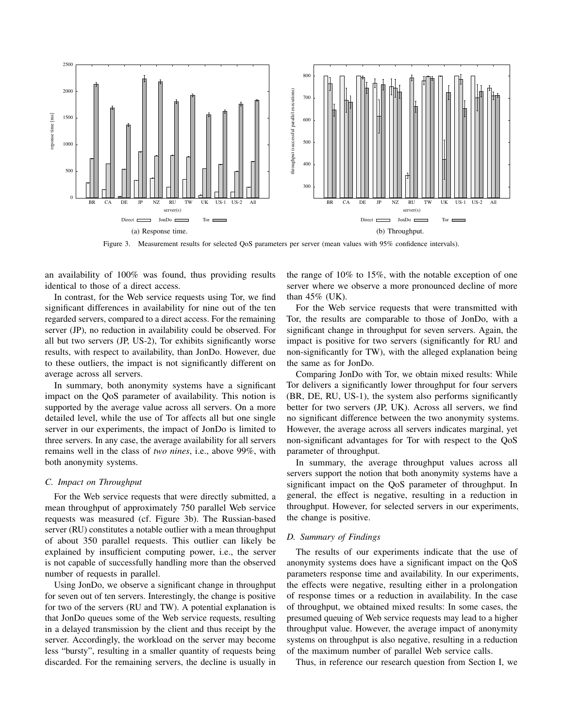(a) Response time.

(b) Throughput.

Figure 3. Measurement results for selected QoS parameters per server (mean values with 95% confidence intervals).

an availability of 100% was found, thus providing results identical to those of a direct access.

In contrast, for the Web service requests using Tor, we find significant differences in availability for nine out of the ten regarded servers, compared to a direct access. For the remaining server (JP), no reduction in availability could be observed. For all but two servers (JP, US-2), Tor exhibits significantly worse results, with respect to availability, than JonDo. However, due to these outliers, the impact is not significantly different on average across all servers.

In summary, both anonymity systems have a significant impact on the QoS parameter of availability. This notion is supported by the average value across all servers. On a more detailed level, while the use of Tor affects all but one single server in our experiments, the impact of JonDo is limited to three servers. In any case, the average availability for all servers remains well in the class of *two nines*, i.e., above 99%, with both anonymity systems.

### C. Impact on Throughput

For the Web service requests that were directly submitted, a mean throughput of approximately 750 parallel Web service requests was measured (cf. Figure 3b). The Russian-based server (RU) constitutes a notable outlier with a mean throughput of about 350 parallel requests. This outlier can likely be explained by insufficient computing power, i.e., the server is not capable of successfully handling more than the observed number of requests in parallel.

Using JonDo, we observe a significant change in throughput for seven out of ten servers. Interestingly, the change is positive for two of the servers (RU and TW). A potential explanation is that JonDo queues some of the Web service requests, resulting in a delayed transmission by the client and thus receipt by the server. Accordingly, the workload on the server may become less "bursty", resulting in a smaller quantity of requests being discarded. For the remaining servers, the decline is usually in the range of 10% to 15%, with the notable exception of one server where we observe a more pronounced decline of more than 45% (UK).

For the Web service requests that were transmitted with Tor, the results are comparable to those of JonDo, with a significant change in throughput for seven servers. Again, the impact is positive for two servers (significantly for RU and non-significantly for TW), with the alleged explanation being the same as for JonDo.

Comparing JonDo with Tor, we obtain mixed results: While Tor delivers a significantly lower throughput for four servers (BR, DE, RU, US-1), the system also performs significantly better for two servers (JP, UK). Across all servers, we find no significant difference between the two anonymity systems. However, the average across all servers indicates marginal, yet non-significant advantages for Tor with respect to the QoS parameter of throughput.

In summary, the average throughput values across all servers support the notion that both anonymity systems have a significant impact on the QoS parameter of throughput. In general, the effect is negative, resulting in a reduction in throughput. However, for selected servers in our experiments, the change is positive.

### D. Summary of Findings

The results of our experiments indicate that the use of anonymity systems does have a significant impact on the QoS parameters response time and availability. In our experiments, the effects were negative, resulting either in a prolongation of response times or a reduction in availability. In the case of throughput, we obtained mixed results: In some cases, the presumed queuing of Web service requests may lead to a higher throughput value. However, the average impact of anonymity systems on throughput is also negative, resulting in a reduction of the maximum number of parallel Web service calls.

Thus, in reference our research question from Section I, we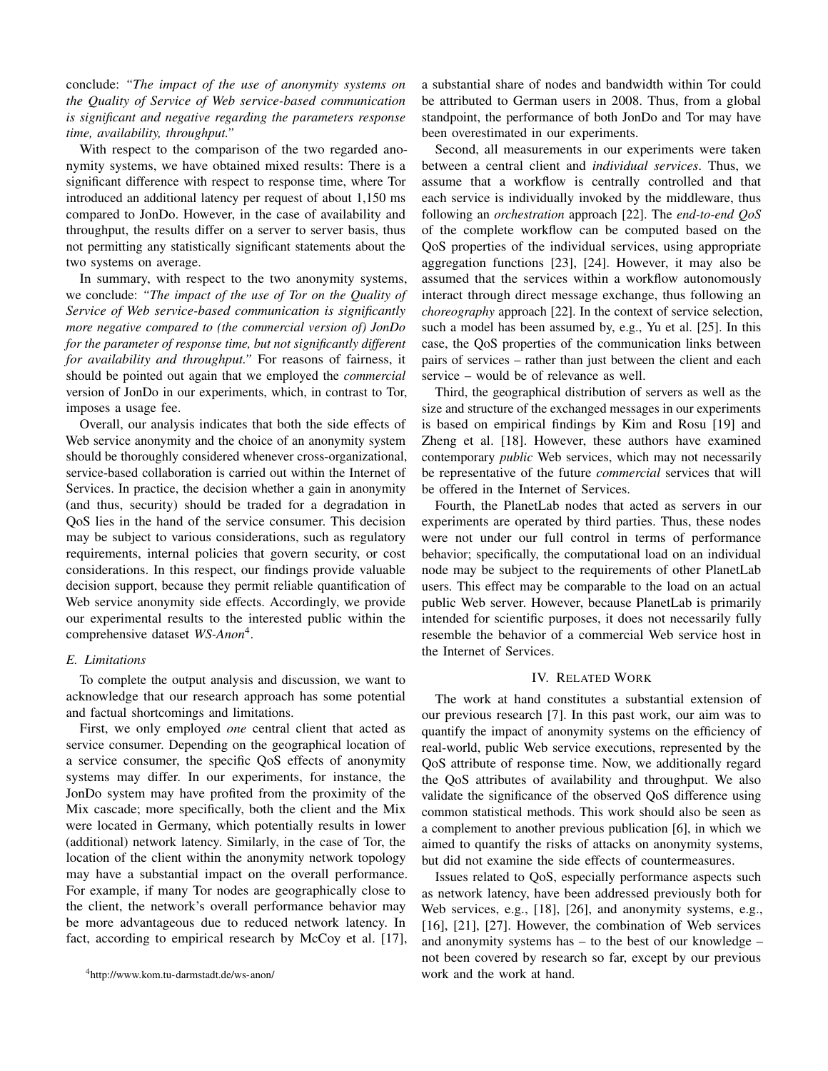conclude: *"The impact of the use of anonymity systems on the Quality of Service of Web service-based communication is significant and negative regarding the parameters response time, availability, throughput."*

With respect to the comparison of the two regarded anonymity systems, we have obtained mixed results: There is a significant difference with respect to response time, where Tor introduced an additional latency per request of about 1,150 ms compared to JonDo. However, in the case of availability and throughput, the results differ on a server to server basis, thus not permitting any statistically significant statements about the two systems on average.

In summary, with respect to the two anonymity systems, we conclude: *"The impact of the use of Tor on the Quality of Service of Web service-based communication is significantly more negative compared to (the commercial version of) JonDo for the parameter of response time, but not significantly different for availability and throughput."* For reasons of fairness, it should be pointed out again that we employed the *commercial* version of JonDo in our experiments, which, in contrast to Tor, imposes a usage fee.

Overall, our analysis indicates that both the side effects of Web service anonymity and the choice of an anonymity system should be thoroughly considered whenever cross-organizational, service-based collaboration is carried out within the Internet of Services. In practice, the decision whether a gain in anonymity (and thus, security) should be traded for a degradation in QoS lies in the hand of the service consumer. This decision may be subject to various considerations, such as regulatory requirements, internal policies that govern security, or cost considerations. In this respect, our findings provide valuable decision support, because they permit reliable quantification of Web service anonymity side effects. Accordingly, we provide our experimental results to the interested public within the comprehensive dataset *WS-Anon*[4].

### E. Limitations

To complete the output analysis and discussion, we want to acknowledge that our research approach has some potential and factual shortcomings and limitations.

First, we only employed *one* central client that acted as service consumer. Depending on the geographical location of a service consumer, the specific QoS effects of anonymity systems may differ. In our experiments, for instance, the JonDo system may have profited from the proximity of the Mix cascade; more specifically, both the client and the Mix were located in Germany, which potentially results in lower (additional) network latency. Similarly, in the case of Tor, the location of the client within the anonymity network topology may have a substantial impact on the overall performance. For example, if many Tor nodes are geographically close to the client, the network's overall performance behavior may be more advantageous due to reduced network latency. In fact, according to empirical research by McCoy et al. [17], a substantial share of nodes and bandwidth within Tor could be attributed to German users in 2008. Thus, from a global standpoint, the performance of both JonDo and Tor may have been overestimated in our experiments.

Second, all measurements in our experiments were taken between a central client and *individual services*. Thus, we assume that a workflow is centrally controlled and that each service is individually invoked by the middleware, thus following an *orchestration* approach [22]. The *end-to-end QoS* of the complete workflow can be computed based on the QoS properties of the individual services, using appropriate aggregation functions [23], [24]. However, it may also be assumed that the services within a workflow autonomously interact through direct message exchange, thus following an *choreography* approach [22]. In the context of service selection, such a model has been assumed by, e.g., Yu et al. [25]. In this case, the QoS properties of the communication links between pairs of services – rather than just between the client and each service – would be of relevance as well.

Third, the geographical distribution of servers as well as the size and structure of the exchanged messages in our experiments is based on empirical findings by Kim and Rosu [19] and Zheng et al. [18]. However, these authors have examined contemporary *public* Web services, which may not necessarily be representative of the future *commercial* services that will be offered in the Internet of Services.

Fourth, the PlanetLab nodes that acted as servers in our experiments are operated by third parties. Thus, these nodes were not under our full control in terms of performance behavior; specifically, the computational load on an individual node may be subject to the requirements of other PlanetLab users. This effect may be comparable to the load on an actual public Web server. However, because PlanetLab is primarily intended for scientific purposes, it does not necessarily fully resemble the behavior of a commercial Web service host in the Internet of Services.

## IV. Related Work

The work at hand constitutes a substantial extension of our previous research [7]. In this past work, our aim was to quantify the impact of anonymity systems on the efficiency of real-world, public Web service executions, represented by the QoS attribute of response time. Now, we additionally regard the QoS attributes of availability and throughput. We also validate the significance of the observed QoS difference using common statistical methods. This work should also be seen as a complement to another previous publication [6], in which we aimed to quantify the risks of attacks on anonymity systems, but did not examine the side effects of countermeasures.

Issues related to QoS, especially performance aspects such as network latency, have been addressed previously both for Web services, e.g., [18], [26], and anonymity systems, e.g., [16], [21], [27]. However, the combination of Web services and anonymity systems has – to the best of our knowledge – not been covered by research so far, except by our previous work and the work at hand.

[4] http://www.kom.tu-darmstadt.de/ws-anon/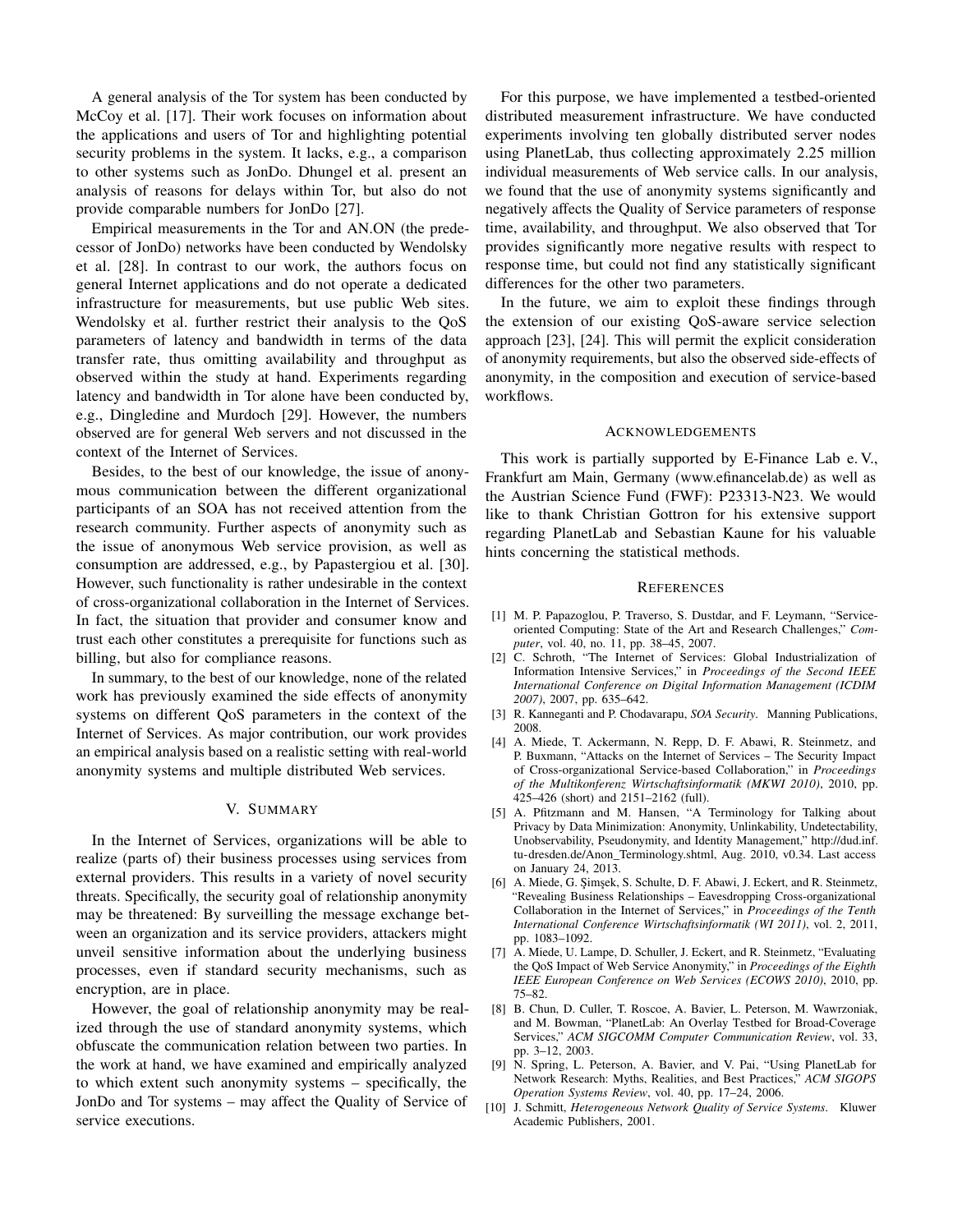A general analysis of the Tor system has been conducted by McCoy et al. [17]. Their work focuses on information about the applications and users of Tor and highlighting potential security problems in the system. It lacks, e.g., a comparison to other systems such as JonDo. Dhungel et al. present an analysis of reasons for delays within Tor, but also do not provide comparable numbers for JonDo [27].

Empirical measurements in the Tor and AN.ON (the predecessor of JonDo) networks have been conducted by Wendolsky et al. [28]. In contrast to our work, the authors focus on general Internet applications and do not operate a dedicated infrastructure for measurements, but use public Web sites. Wendolsky et al. further restrict their analysis to the QoS parameters of latency and bandwidth in terms of the data transfer rate, thus omitting availability and throughput as observed within the study at hand. Experiments regarding latency and bandwidth in Tor alone have been conducted by, e.g., Dingledine and Murdoch [29]. However, the numbers observed are for general Web servers and not discussed in the context of the Internet of Services.

Besides, to the best of our knowledge, the issue of anonymous communication between the different organizational participants of an SOA has not received attention from the research community. Further aspects of anonymity such as the issue of anonymous Web service provision, as well as consumption are addressed, e.g., by Papastergiou et al. [30]. However, such functionality is rather undesirable in the context of cross-organizational collaboration in the Internet of Services. In fact, the situation that provider and consumer know and trust each other constitutes a prerequisite for functions such as billing, but also for compliance reasons.

In summary, to the best of our knowledge, none of the related work has previously examined the side effects of anonymity systems on different QoS parameters in the context of the Internet of Services. As major contribution, our work provides an empirical analysis based on a realistic setting with real-world anonymity systems and multiple distributed Web services.

## V. Summary

In the Internet of Services, organizations will be able to realize (parts of) their business processes using services from external providers. This results in a variety of novel security threats. Specifically, the security goal of relationship anonymity may be threatened: By surveilling the message exchange between an organization and its service providers, attackers might unveil sensitive information about the underlying business processes, even if standard security mechanisms, such as encryption, are in place.

However, the goal of relationship anonymity may be realized through the use of standard anonymity systems, which obfuscate the communication relation between two parties. In the work at hand, we have examined and empirically analyzed to which extent such anonymity systems – specifically, the JonDo and Tor systems – may affect the Quality of Service of service executions.

For this purpose, we have implemented a testbed-oriented distributed measurement infrastructure. We have conducted experiments involving ten globally distributed server nodes using PlanetLab, thus collecting approximately 2.25 million individual measurements of Web service calls. In our analysis, we found that the use of anonymity systems significantly and negatively affects the Quality of Service parameters of response time, availability, and throughput. We also observed that Tor provides significantly more negative results with respect to response time, but could not find any statistically significant differences for the other two parameters.

In the future, we aim to exploit these findings through the extension of our existing QoS-aware service selection approach [23], [24]. This will permit the explicit consideration of anonymity requirements, but also the observed side-effects of anonymity, in the composition and execution of service-based workflows.

## Acknowledgements

This work is partially supported by E-Finance Lab e. V., Frankfurt am Main, Germany (www.efinancelab.de) as well as the Austrian Science Fund (FWF): P23313-N23. We would like to thank Christian Gottron for his extensive support regarding PlanetLab and Sebastian Kaune for his valuable hints concerning the statistical methods.

## References

[1] M. P. Papazoglou, P. Traverso, S. Dustdar, and F. Leymann, "Service-oriented Computing: State of the Art and Research Challenges," *Computer*, vol. 40, no. 11, pp. 38–45, 2007.

[2] C. Schroth, "The Internet of Services: Global Industrialization of Information Intensive Services," in *Proceedings of the Second IEEE International Conference on Digital Information Management (ICDIM 2007)*, 2007, pp. 635–642.

[3] R. Kanneganti and P. Chodavarapu, *SOA Security*. Manning Publications, 2008.

[4] A. Miede, T. Ackermann, N. Repp, D. F. Abawi, R. Steinmetz, and P. Buxmann, "Attacks on the Internet of Services – The Security Impact of Cross-organizational Service-based Collaboration," in *Proceedings of the Multikonferenz Wirtschaftsinformatik (MKWI 2010)*, 2010, pp. 425–426 (short) and 2151–2162 (full).

[5] A. Pfitzmann and M. Hansen, "A Terminology for Talking about Privacy by Data Minimization: Anonymity, Unlinkability, Undetectability, Unobservability, Pseudonymity, and Identity Management," http://dud.inf.tu-dresden.de/Anon_Terminology.shtml, Aug. 2010, v0.34. Last access on January 24, 2013.

[6] A. Miede, G. Şimşek, S. Schulte, D. F. Abawi, J. Eckert, and R. Steinmetz, "Revealing Business Relationships – Eavesdropping Cross-organizational Collaboration in the Internet of Services," in *Proceedings of the Tenth International Conference Wirtschaftsinformatik (WI 2011)*, vol. 2, 2011, pp. 1083–1092.

[7] A. Miede, U. Lampe, D. Schuller, J. Eckert, and R. Steinmetz, "Evaluating the QoS Impact of Web Service Anonymity," in *Proceedings of the Eighth IEEE European Conference on Web Services (ECOWS 2010)*, 2010, pp. 75–82.

[8] B. Chun, D. Culler, T. Roscoe, A. Bavier, L. Peterson, M. Wawrzoniak, and M. Bowman, "PlanetLab: An Overlay Testbed for Broad-Coverage Services," *ACM SIGCOMM Computer Communication Review*, vol. 33, pp. 3–12, 2003.

[9] N. Spring, L. Peterson, A. Bavier, and V. Pai, "Using PlanetLab for Network Research: Myths, Realities, and Best Practices," *ACM SIGOPS Operation Systems Review*, vol. 40, pp. 17–24, 2006.

[10] J. Schmitt, *Heterogeneous Network Quality of Service Systems*. Kluwer Academic Publishers, 2001.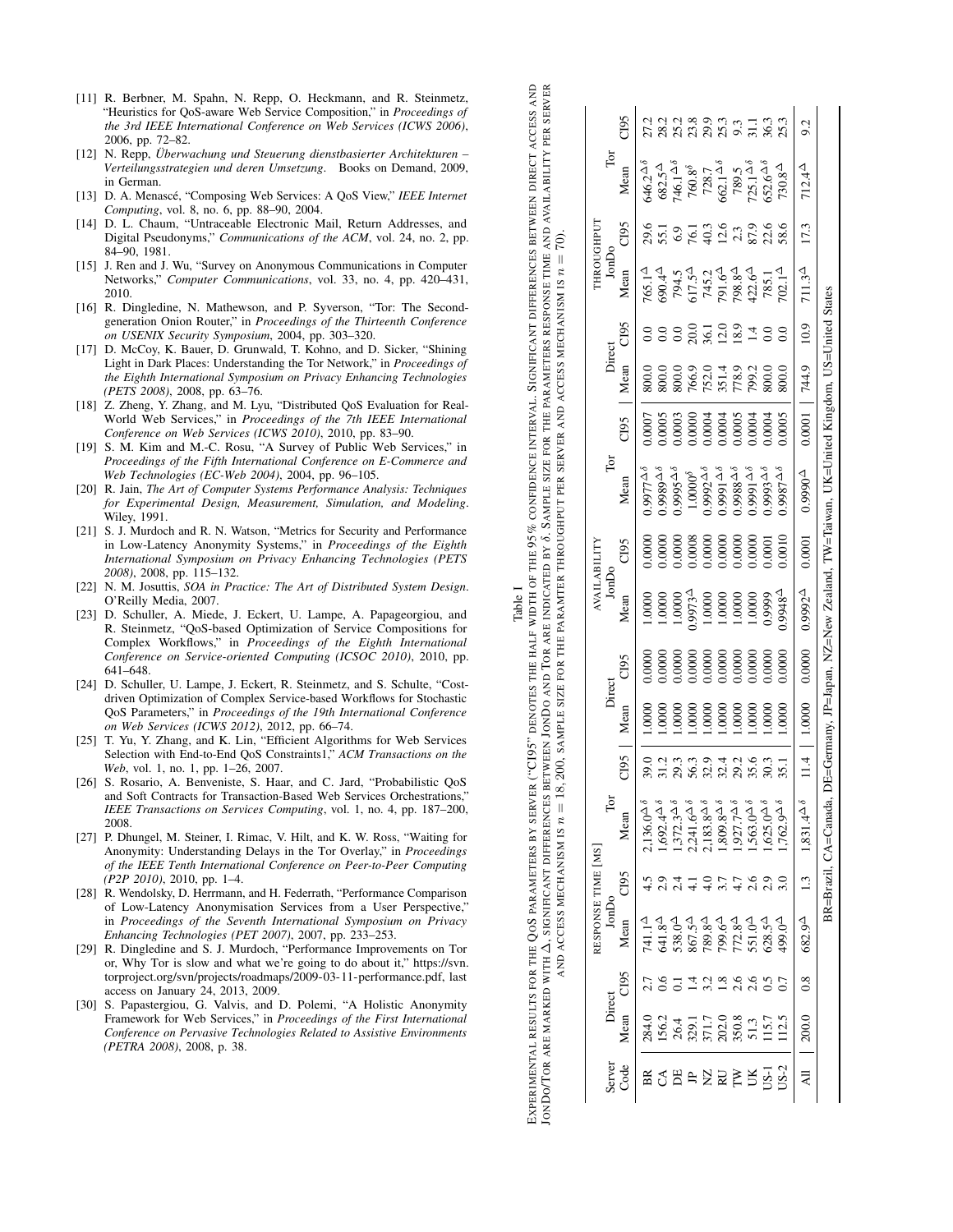[11] R. Berbner, M. Spahn, N. Repp, O. Heckmann, and R. Steinmetz, "Heuristics for QoS-aware Web Service Composition," in *Proceedings of the 3rd IEEE International Conference on Web Services (ICWS 2006)*, 2006, pp. 72–82.

[12] N. Repp, *Überwachung und Steuerung dienstbasierter Architekturen – Verteilungsstrategien und deren Umsetzung*. Books on Demand, 2009, in German.

[13] D. A. Menascé, "Composing Web Services: A QoS View," *IEEE Internet Computing*, vol. 8, no. 6, pp. 88–90, 2004.

[14] D. L. Chaum, "Untraceable Electronic Mail, Return Addresses, and Digital Pseudonyms," *Communications of the ACM*, vol. 24, no. 2, pp. 84–90, 1981.

[15] J. Ren and J. Wu, "Survey on Anonymous Communications in Computer Networks," *Computer Communications*, vol. 33, no. 4, pp. 420–431, 2010.

[16] R. Dingledine, N. Mathewson, and P. Syverson, "Tor: The Second-generation Onion Router," in *Proceedings of the Thirteenth Conference on USENIX Security Symposium*, 2004, pp. 303–320.

[17] D. McCoy, K. Bauer, D. Grunwald, T. Kohno, and D. Sicker, "Shining Light in Dark Places: Understanding the Tor Network," in *Proceedings of the Eighth International Symposium on Privacy Enhancing Technologies (PETS 2008)*, 2008, pp. 63–76.

[18] Z. Zheng, Y. Zhang, and M. Lyu, "Distributed QoS Evaluation for Real-World Web Services," in *Proceedings of the 7th IEEE International Conference on Web Services (ICWS 2010)*, 2010, pp. 83–90.

[19] S. M. Kim and M.-C. Rosu, "A Survey of Public Web Services," in *Proceedings of the Fifth International Conference on E-Commerce and Web Technologies (EC-Web 2004)*, 2004, pp. 96–105.

[20] R. Jain, *The Art of Computer Systems Performance Analysis: Techniques for Experimental Design, Measurement, Simulation, and Modeling*. Wiley, 1991.

[21] S. J. Murdoch and R. N. Watson, "Metrics for Security and Performance in Low-Latency Anonymity Systems," in *Proceedings of the Eighth International Symposium on Privacy Enhancing Technologies (PETS 2008)*, 2008, pp. 115–132.

[22] N. M. Josuttis, *SOA in Practice: The Art of Distributed System Design*. O'Reilly Media, 2007.

[23] D. Schuller, A. Miede, J. Eckert, U. Lampe, A. Papageorgiou, and R. Steinmetz, "QoS-based Optimization of Service Compositions for Complex Workflows," in *Proceedings of the Eighth International Conference on Service-oriented Computing (ICSOC 2010)*, 2010, pp. 641–648.

[24] D. Schuller, U. Lampe, J. Eckert, R. Steinmetz, and S. Schulte, "Cost-driven Optimization of Complex Service-based Workflows for Stochastic QoS Parameters," in *Proceedings of the 19th International Conference on Web Services (ICWS 2012)*, 2012, pp. 66–74.

[25] T. Yu, Y. Zhang, and K. Lin, "Efficient Algorithms for Web Services Selection with End-to-End QoS Constraints1," *ACM Transactions on the Web*, vol. 1, no. 1, pp. 1–26, 2007.

[26] S. Rosario, A. Benveniste, S. Haar, and C. Jard, "Probabilistic QoS and Soft Contracts for Transaction-Based Web Services Orchestrations," *IEEE Transactions on Services Computing*, vol. 1, no. 4, pp. 187–200, 2008.

[27] P. Dhungel, M. Steiner, I. Rimac, V. Hilt, and K. W. Ross, "Waiting for Anonymity: Understanding Delays in the Tor Overlay," in *Proceedings of the IEEE Tenth International Conference on Peer-to-Peer Computing (P2P 2010)*, 2010, pp. 1–4.

[28] R. Wendolsky, D. Herrmann, and H. Federrath, "Performance Comparison of Low-Latency Anonymisation Services from a User Perspective," in *Proceedings of the Seventh International Symposium on Privacy Enhancing Technologies (PET 2007)*, 2007, pp. 233–253.

[29] R. Dingledine and S. J. Murdoch, "Performance Improvements on Tor or, Why Tor is slow and what we're going to do about it," https://svn.torproject.org/svn/projects/roadmaps/2009-03-11-performance.pdf, last access on January 24, 2013, 2009.

[30] S. Papastergiou, G. Valvis, and D. Polemi, "A Holistic Anonymity Framework for Web Services," in *Proceedings of the First International Conference on Pervasive Technologies Related to Assistive Environments (PETRA 2008)*, 2008, p. 38.

Table I

EXPERIMENTAL RESULTS FOR THE QOS PARAMETERS BY SERVER ("CI95" DENOTES THE HALF WIDTH OF THE 95% CONFIDENCE INTERVAL. SIGNIFICANT DIFFERENCES BETWEEN DIRECT ACCESS AND JONDO/TOR ARE MARKED WITH $\Delta$, SIGNIFICANT DIFFERENCES BETWEEN JONDO AND TOR ARE INDICATED BY $\delta$. SAMPLE SIZE FOR THE PARAMETERS RESPONSE TIME AND AVAILABILITY PER SERVER AND ACCESS MECHANISM IS $n = 18,200$, SAMPLE SIZE FOR THE PARAMTER THROUGHPUT PER SERVER AND ACCESS MECHANISM IS $n = 70$).

| Server Code | Response Time [ms] | | | | | | Availability | | | | | | Throughput | | | | | |
|---|---|---|---|---|---|---|---|---|---|---|---|---|---|---|---|---|---|---|
| | Direct | | JonDo | | Tor | | Direct | | JonDo | | Tor | | Direct | | JonDo | | Tor | |
| | Mean | CI95 | Mean | CI95 | Mean | CI95 | Mean | CI95 | Mean | CI95 | Mean | CI95 | Mean | CI95 | Mean | CI95 | Mean | CI95 |
| BR | 284.0 | 2.7 | 741.1$^{\Delta}$ | 4.5 | 2,136.0$^{\Delta\delta}$ | 39.0 | 1.0000 | 0.0000 | 1.0000 | 0.0000 | 0.9977$^{\Delta\delta}$ | 0.0007 | 800.0 | 0.0 | 765.1$^{\Delta}$ | 29.6 | 646.2$^{\Delta\delta}$ | 27.2 |
| CA | 156.2 | 0.6 | 641.8$^{\Delta}$ | 2.9 | 1,692.4$^{\Delta\delta}$ | 31.2 | 1.0000 | 0.0000 | 1.0000 | 0.0000 | 0.9989$^{\Delta\delta}$ | 0.0005 | 800.0 | 0.0 | 690.4$^{\Delta}$ | 55.1 | 682.5$^{\Delta}$ | 28.2 |
| DE | 26.4 | 0.1 | 538.0$^{\Delta}$ | 2.4 | 1,372.3$^{\Delta\delta}$ | 29.3 | 1.0000 | 0.0000 | 1.0000 | 0.0000 | 0.9995$^{\Delta\delta}$ | 0.0003 | 800.0 | 0.0 | 794.5 | 6.9 | 746.1$^{\Delta\delta}$ | 25.2 |
| JP | 329.1 | 1.4 | 867.5$^{\Delta}$ | 4.1 | 2,241.6$^{\Delta\delta}$ | 56.3 | 1.0000 | 0.0000 | 0.9973$^{\Delta}$ | 0.0008 | 1.0000$^{\delta}$ | 0.0000 | 766.9 | 20.0 | 617.5$^{\Delta}$ | 76.1 | 760.8$^{\delta}$ | 23.8 |
| NZ | 371.7 | 3.2 | 789.8$^{\Delta}$ | 4.0 | 2,183.8$^{\Delta\delta}$ | 32.9 | 1.0000 | 0.0000 | 1.0000 | 0.0000 | 0.9992$^{\Delta\delta}$ | 0.0004 | 752.0 | 36.1 | 745.2 | 40.3 | 728.7 | 29.9 |
| RU | 202.0 | 1.8 | 799.6$^{\Delta}$ | 3.7 | 1,809.8$^{\Delta\delta}$ | 32.4 | 1.0000 | 0.0000 | 1.0000 | 0.0000 | 0.9991$^{\Delta\delta}$ | 0.0004 | 351.4 | 12.0 | 791.6$^{\Delta}$ | 12.6 | 662.1$^{\Delta\delta}$ | 25.3 |
| TW | 350.8 | 2.6 | 772.8$^{\Delta}$ | 4.7 | 1,927.7$^{\Delta\delta}$ | 29.2 | 1.0000 | 0.0000 | 1.0000 | 0.0000 | 0.9988$^{\Delta\delta}$ | 0.0005 | 778.9 | 18.9 | 798.8$^{\Delta}$ | 2.3 | 789.5 | 9.3 |
| UK | 51.3 | 2.6 | 551.0$^{\Delta}$ | 2.6 | 1,563.0$^{\Delta\delta}$ | 35.6 | 1.0000 | 0.0000 | 1.0000 | 0.0000 | 0.9991$^{\Delta\delta}$ | 0.0004 | 799.2 | 1.4 | 422.6$^{\Delta}$ | 87.9 | 725.1$^{\Delta\delta}$ | 31.1 |
| US-1 | 115.7 | 0.5 | 628.5$^{\Delta}$ | 2.9 | 1,625.0$^{\Delta\delta}$ | 30.3 | 1.0000 | 0.0000 | 0.9999 | 0.0001 | 0.9993$^{\Delta\delta}$ | 0.0004 | 800.0 | 0.0 | 785.1 | 22.6 | 652.6$^{\Delta\delta}$ | 36.3 |
| US-2 | 112.5 | 0.7 | 499.0$^{\Delta}$ | 3.0 | 1,762.9$^{\Delta\delta}$ | 35.1 | 1.0000 | 0.0000 | 0.9948$^{\Delta}$ | 0.0010 | 0.9987$^{\Delta\delta}$ | 0.0005 | 800.0 | 0.0 | 702.1$^{\Delta}$ | 58.6 | 730.8$^{\Delta}$ | 25.3 |
| All | 200.0 | 0.8 | 682.9$^{\Delta}$ | 1.3 | 1,831.4$^{\Delta\delta}$ | 11.4 | 1.0000 | 0.0000 | 0.9992$^{\Delta}$ | 0.0001 | 0.9990$^{\Delta}$ | 0.0001 | 744.9 | 10.9 | 711.3$^{\Delta}$ | 17.3 | 712.4$^{\Delta}$ | 9.2 |

BR=Brazil, CA=Canada, DE=Germany, JP=Japan, NZ=New Zealand, TW=Taiwan, UK=United Kingdom, US=United States